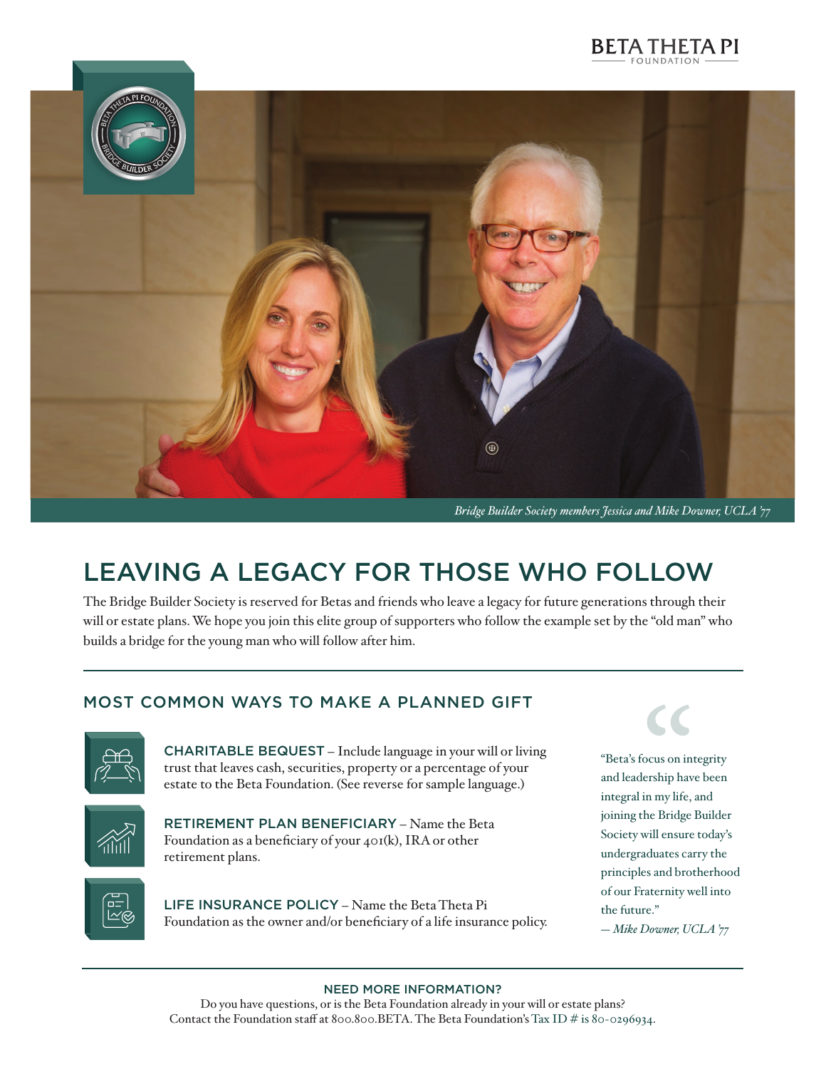BETA THETA PI FOUNDATION

*Bridge Builder Society members Jessica and Mike Downer, UCLA '77*

# LEAVING A LEGACY FOR THOSE WHO FOLLOW

The Bridge Builder Society is reserved for Betas and friends who leave a legacy for future generations through their will or estate plans. We hope you join this elite group of supporters who follow the example set by the "old man" who builds a bridge for the young man who will follow after him.

## MOST COMMON WAYS TO MAKE A PLANNED GIFT

**CHARITABLE BEQUEST** – Include language in your will or living trust that leaves cash, securities, property or a percentage of your estate to the Beta Foundation. (See reverse for sample language.)

**RETIREMENT PLAN BENEFICIARY** – Name the Beta Foundation as a beneficiary of your 401(k), IRA or other retirement plans.

**LIFE INSURANCE POLICY** – Name the Beta Theta Pi Foundation as the owner and/or beneficiary of a life insurance policy.

> "Beta's focus on integrity and leadership have been integral in my life, and joining the Bridge Builder Society will ensure today's undergraduates carry the principles and brotherhood of our Fraternity well into the future."
>
> *— Mike Downer, UCLA '77*

### NEED MORE INFORMATION?

Do you have questions, or is the Beta Foundation already in your will or estate plans? Contact the Foundation staff at 800.800.BETA. The Beta Foundation's Tax ID # is 80-0296934.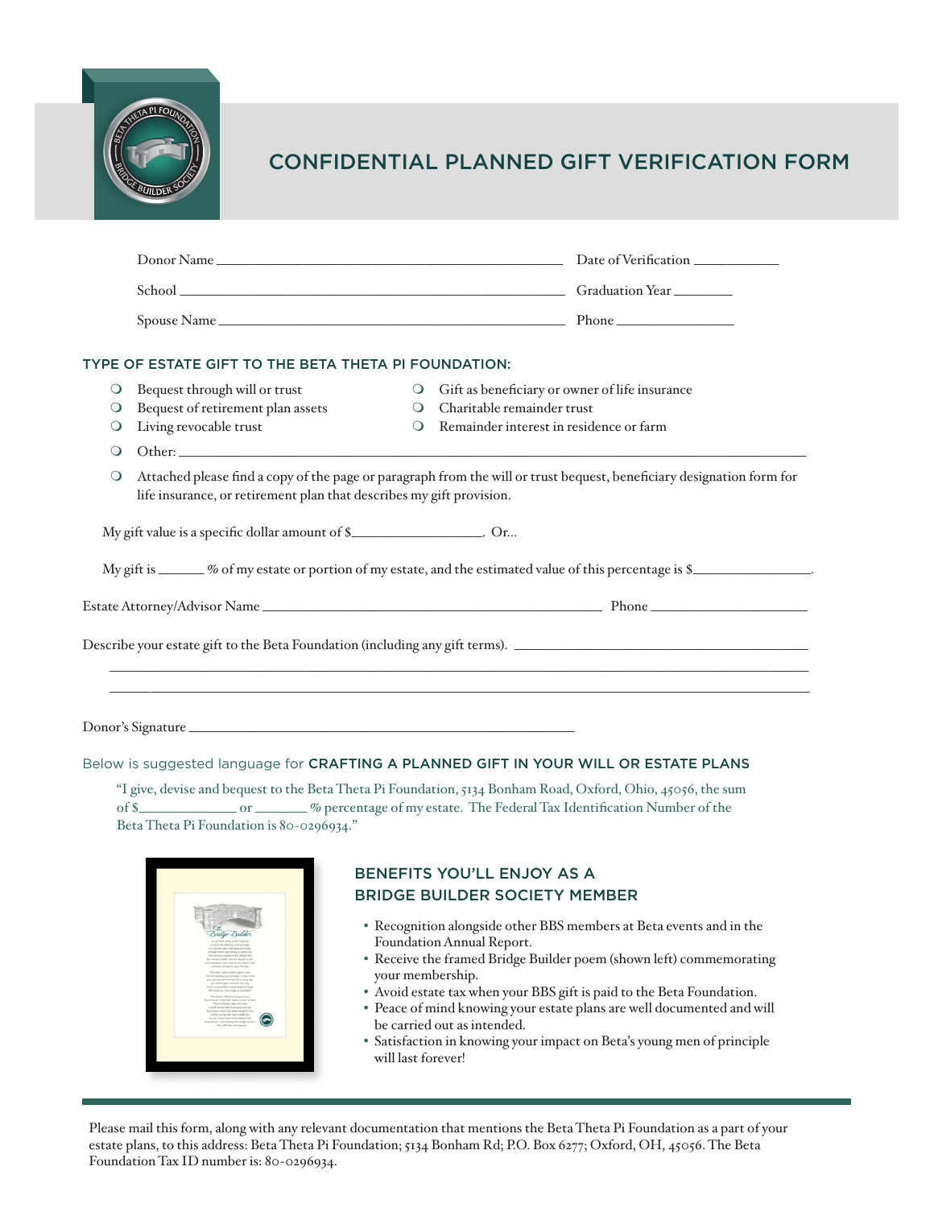# CONFIDENTIAL PLANNED GIFT VERIFICATION FORM

Donor Name ______________________________________________ Date of Verification ____________

School ______________________________________________ Graduation Year ________

Spouse Name ______________________________________________ Phone ________________

## TYPE OF ESTATE GIFT TO THE BETA THETA PI FOUNDATION:

- ❍ Bequest through will or trust
- ❍ Bequest of retirement plan assets
- ❍ Living revocable trust
- ❍ Gift as beneficiary or owner of life insurance
- ❍ Charitable remainder trust
- ❍ Remainder interest in residence or farm
- ❍ Other: ______________________________________________
- ❍ Attached please find a copy of the page or paragraph from the will or trust bequest, beneficiary designation form for life insurance, or retirement plan that describes my gift provision.

My gift value is a specific dollar amount of $__________________. Or...

My gift is ______ % of my estate or portion of my estate, and the estimated value of this percentage is $________________.

Estate Attorney/Advisor Name ______________________________________________ Phone ______________________

Describe your estate gift to the Beta Foundation (including any gift terms). ________________________________________

______________________________________________________________________________________________

______________________________________________________________________________________________

Donor's Signature ______________________________________________

Below is suggested language for **CRAFTING A PLANNED GIFT IN YOUR WILL OR ESTATE PLANS**

"I give, devise and bequest to the Beta Theta Pi Foundation, 5134 Bonham Road, Oxford, Ohio, 45056, the sum of $_____________ or _______ % percentage of my estate. The Federal Tax Identification Number of the Beta Theta Pi Foundation is 80-0296934."

## BENEFITS YOU'LL ENJOY AS A BRIDGE BUILDER SOCIETY MEMBER

- Recognition alongside other BBS members at Beta events and in the Foundation Annual Report.
- Receive the framed Bridge Builder poem (shown left) commemorating your membership.
- Avoid estate tax when your BBS gift is paid to the Beta Foundation.
- Peace of mind knowing your estate plans are well documented and will be carried out as intended.
- Satisfaction in knowing your impact on Beta's young men of principle will last forever!

Please mail this form, along with any relevant documentation that mentions the Beta Theta Pi Foundation as a part of your estate plans, to this address: Beta Theta Pi Foundation; 5134 Bonham Rd; P.O. Box 6277; Oxford, OH, 45056. The Beta Foundation Tax ID number is: 80-0296934.